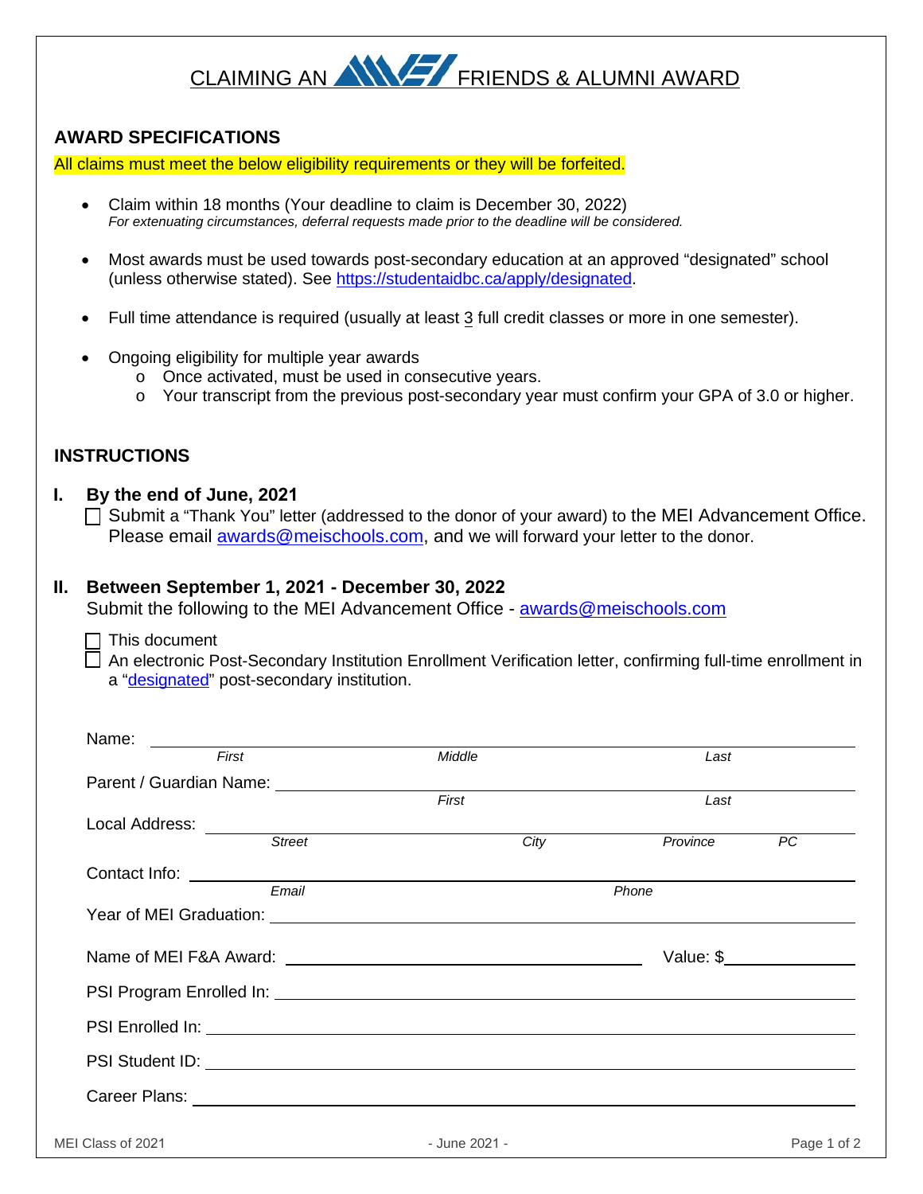# CLAIMING AN MEI FRIENDS & ALUMNI AWARD

## AWARD SPECIFICATIONS

All claims must meet the below eligibility requirements or they will be forfeited.

- Claim within 18 months (Your deadline to claim is December 30, 2022)
  *For extenuating circumstances, deferral requests made prior to the deadline will be considered.*
- Most awards must be used towards post-secondary education at an approved "designated" school (unless otherwise stated). See https://studentaidbc.ca/apply/designated.
- Full time attendance is required (usually at least 3 full credit classes or more in one semester).
- Ongoing eligibility for multiple year awards
  - Once activated, must be used in consecutive years.
  - Your transcript from the previous post-secondary year must confirm your GPA of 3.0 or higher.

## INSTRUCTIONS

### I. By the end of June, 2021

- [ ] Submit a "Thank You" letter (addressed to the donor of your award) to the MEI Advancement Office. Please email awards@meischools.com, and we will forward your letter to the donor.

### II. Between September 1, 2021 - December 30, 2022

Submit the following to the MEI Advancement Office - awards@meischools.com

- [ ] This document
- [ ] An electronic Post-Secondary Institution Enrollment Verification letter, confirming full-time enrollment in a "designated" post-secondary institution.

Name: ______________________________
*First* *Middle* *Last*

Parent / Guardian Name: ______________________________
*First* *Last*

Local Address: ______________________________
*Street* *City* *Province* *PC*

Contact Info: ______________________________
*Email* *Phone*

Year of MEI Graduation: ______________________________

Name of MEI F&A Award: ______________________________ Value: $__________

PSI Program Enrolled In: ______________________________

PSI Enrolled In: ______________________________

PSI Student ID: ______________________________

Career Plans: ______________________________

MEI Class of 2021 - June 2021 -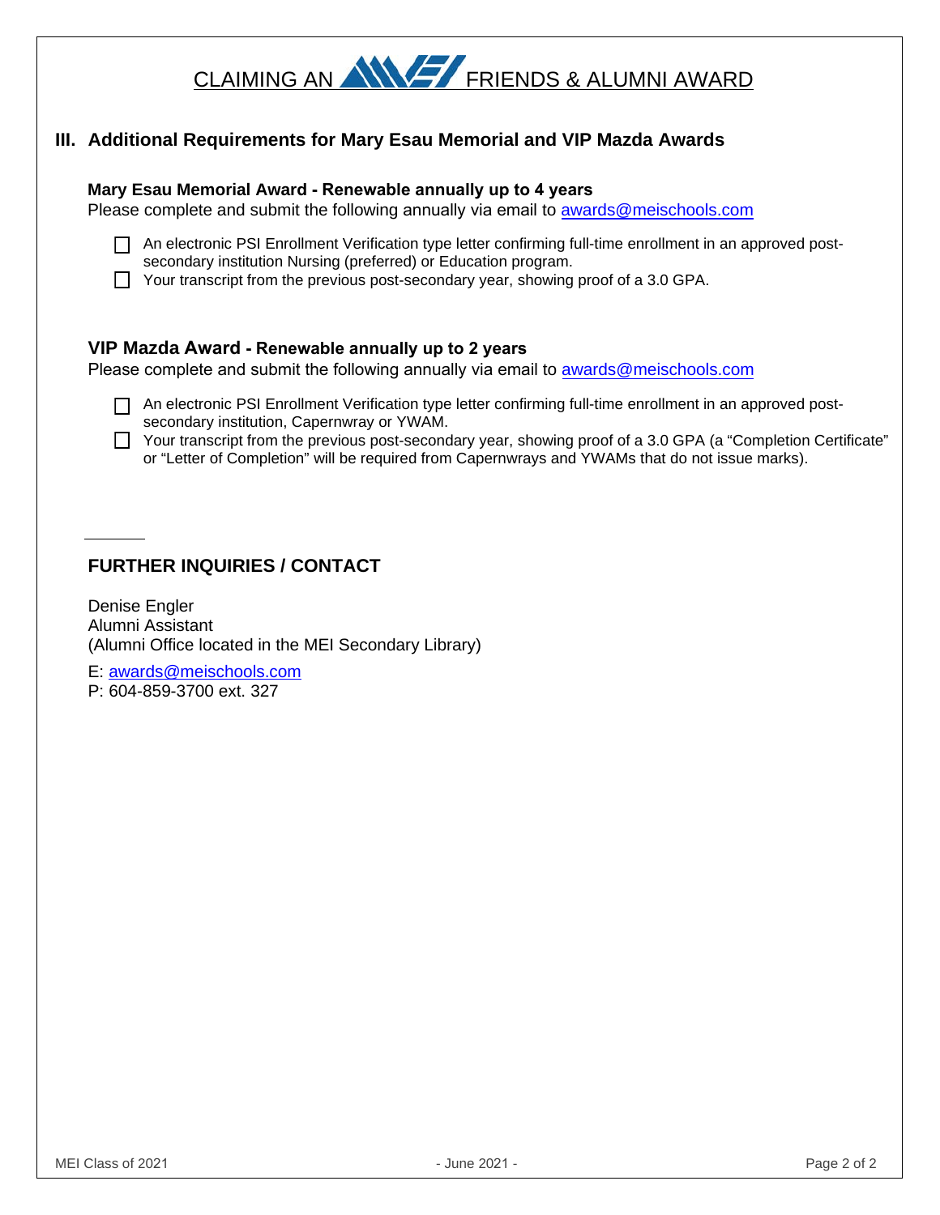# CLAIMING AN MEI FRIENDS & ALUMNI AWARD

## III. Additional Requirements for Mary Esau Memorial and VIP Mazda Awards

**Mary Esau Memorial Award - Renewable annually up to 4 years**
Please complete and submit the following annually via email to awards@meischools.com

- [ ] An electronic PSI Enrollment Verification type letter confirming full-time enrollment in an approved post-secondary institution Nursing (preferred) or Education program.
- [ ] Your transcript from the previous post-secondary year, showing proof of a 3.0 GPA.

**VIP Mazda Award - Renewable annually up to 2 years**
Please complete and submit the following annually via email to awards@meischools.com

- [ ] An electronic PSI Enrollment Verification type letter confirming full-time enrollment in an approved post-secondary institution, Capernwray or YWAM.
- [ ] Your transcript from the previous post-secondary year, showing proof of a 3.0 GPA (a "Completion Certificate" or "Letter of Completion" will be required from Capernwrays and YWAMs that do not issue marks).

---

## FURTHER INQUIRIES / CONTACT

Denise Engler
Alumni Assistant
(Alumni Office located in the MEI Secondary Library)

E: awards@meischools.com
P: 604-859-3700 ext. 327